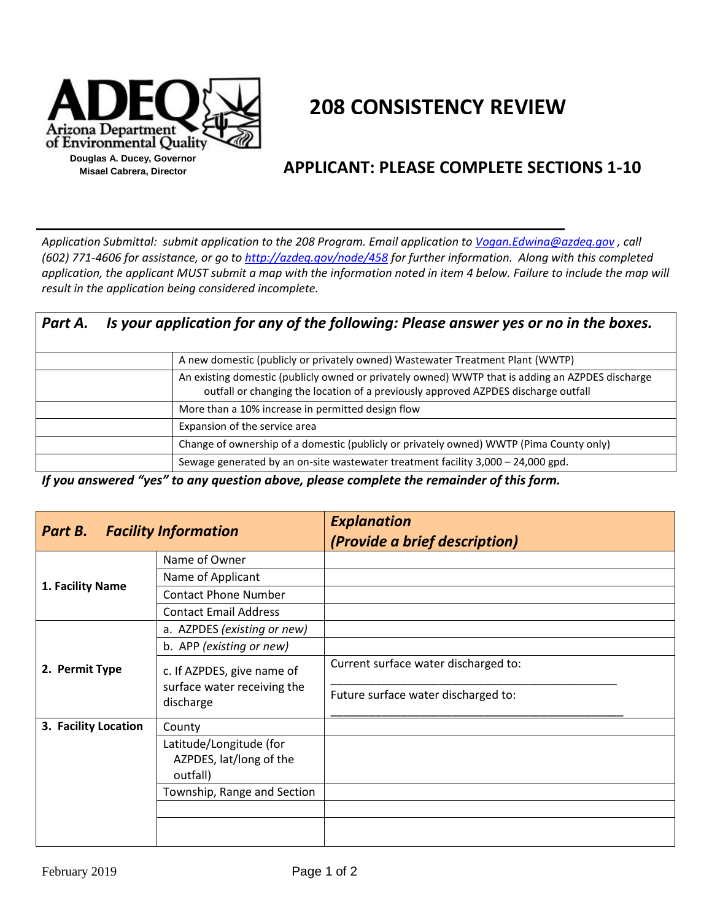ADEQ
Arizona Department of Environmental Quality

**Douglas A. Ducey, Governor**
**Misael Cabrera, Director**

# 208 CONSISTENCY REVIEW

## APPLICANT: PLEASE COMPLETE SECTIONS 1-10

*Application Submittal: submit application to the 208 Program. Email application to [Vogan.Edwina@azdeq.gov](mailto:Vogan.Edwina@azdeq.gov) , call (602) 771-4606 for assistance, or go to [http://azdeq.gov/node/458](http://azdeq.gov/node/458) for further information. Along with this completed application, the applicant MUST submit a map with the information noted in item 4 below. Failure to include the map will result in the application being considered incomplete.*

| ***Part A. Is your application for any of the following: Please answer yes or no in the boxes.*** | |
|---|---|
| | A new domestic (publicly or privately owned) Wastewater Treatment Plant (WWTP) |
| | An existing domestic (publicly owned or privately owned) WWTP that is adding an AZPDES discharge outfall or changing the location of a previously approved AZPDES discharge outfall |
| | More than a 10% increase in permitted design flow |
| | Expansion of the service area |
| | Change of ownership of a domestic (publicly or privately owned) WWTP (Pima County only) |
| | Sewage generated by an on-site wastewater treatment facility 3,000 – 24,000 gpd. |

***If you answered "yes" to any question above, please complete the remainder of this form.***

| ***Part B. Facility Information*** | | ***Explanation (Provide a brief description)*** |
|---|---|---|
| **1. Facility Name** | Name of Owner | |
| | Name of Applicant | |
| | Contact Phone Number | |
| | Contact Email Address | |
| **2. Permit Type** | a. AZPDES *(existing or new)* | |
| | b. APP *(existing or new)* | |
| | c. If AZPDES, give name of surface water receiving the discharge | Current surface water discharged to: \_\_\_\_\_\_\_\_\_\_\_\_\_\_\_\_\_\_\_\_\_\_\_\_\_\_\_\_\_\_\_\_ Future surface water discharged to: \_\_\_\_\_\_\_\_\_\_\_\_\_\_\_\_\_\_\_\_\_\_\_\_\_\_\_\_\_\_\_\_ |
| **3. Facility Location** | County | |
| | Latitude/Longitude (for AZPDES, lat/long of the outfall) | |
| | Township, Range and Section | |
| | | |
| | | |

February 2019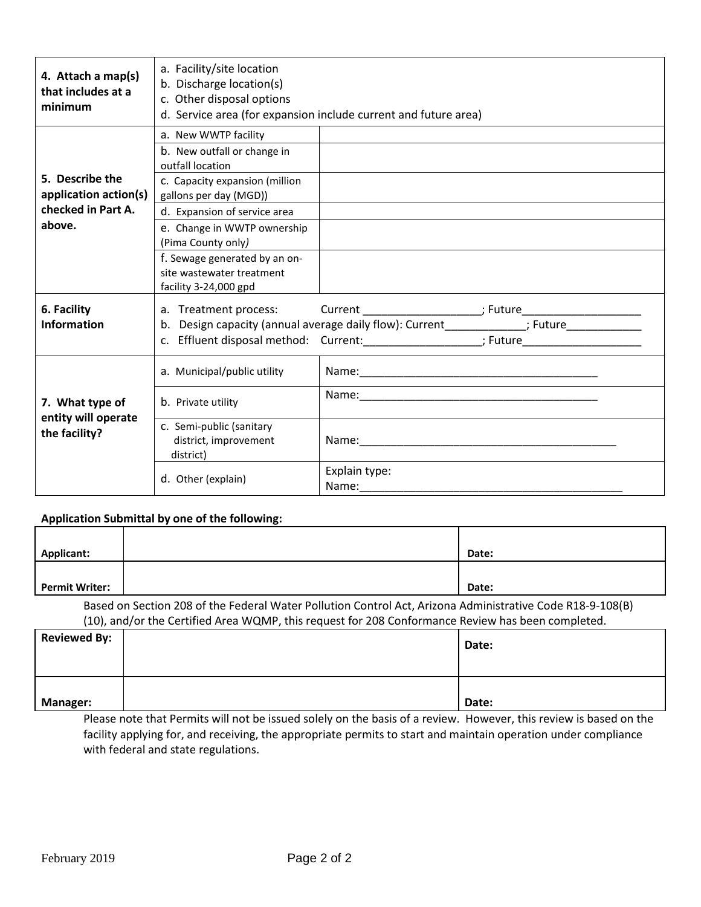| | | |
|---|---|---|
| **4. Attach a map(s) that includes at a minimum** | a. Facility/site location<br>b. Discharge location(s)<br>c. Other disposal options<br>d. Service area (for expansion include current and future area) | |
| **5. Describe the application action(s) checked in Part A. above.** | a. New WWTP facility | |
| | b. New outfall or change in outfall location | |
| | c. Capacity expansion (million gallons per day (MGD)) | |
| | d. Expansion of service area | |
| | e. Change in WWTP ownership (Pima County only) | |
| | f. Sewage generated by an on-site wastewater treatment facility 3-24,000 gpd | |
| **6. Facility Information** | a. Treatment process: Current ___________________; Future___________________<br>b. Design capacity (annual average daily flow): Current_____________; Future____________<br>c. Effluent disposal method: Current:__________________; Future___________________ | |
| **7. What type of entity will operate the facility?** | a. Municipal/public utility | Name:_______________________________________ |
| | b. Private utility | Name:_______________________________________ |
| | c. Semi-public (sanitary district, improvement district) | Name:__________________________________________ |
| | d. Other (explain) | Explain type:<br>Name:____________________________________________ |

**Application Submittal by one of the following:**

| | | |
|---|---|---|
| **Applicant:** | | **Date:** |
| **Permit Writer:** | | **Date:** |

Based on Section 208 of the Federal Water Pollution Control Act, Arizona Administrative Code R18-9-108(B)(10), and/or the Certified Area WQMP, this request for 208 Conformance Review has been completed.

| | | |
|---|---|---|
| **Reviewed By:** | | **Date:** |
| **Manager:** | | **Date:** |

Please note that Permits will not be issued solely on the basis of a review. However, this review is based on the facility applying for, and receiving, the appropriate permits to start and maintain operation under compliance with federal and state regulations.

February 2019